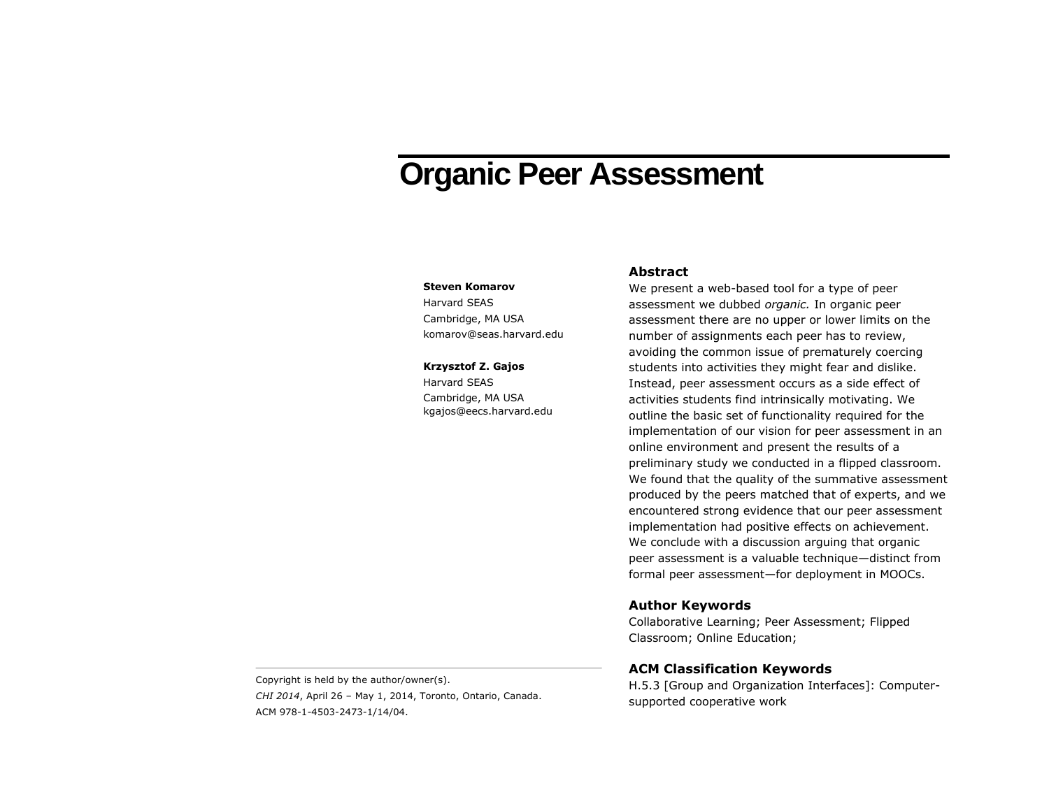# Organic Peer Assessment

**Steven Komarov**
Harvard SEAS
Cambridge, MA USA
komarov@seas.harvard.edu

**Krzysztof Z. Gajos**
Harvard SEAS
Cambridge, MA USA
kgajos@eecs.harvard.edu

Copyright is held by the author/owner(s).
*CHI 2014*, April 26 – May 1, 2014, Toronto, Ontario, Canada.
ACM 978-1-4503-2473-1/14/04.

## Abstract

We present a web-based tool for a type of peer assessment we dubbed *organic.* In organic peer assessment there are no upper or lower limits on the number of assignments each peer has to review, avoiding the common issue of prematurely coercing students into activities they might fear and dislike. Instead, peer assessment occurs as a side effect of activities students find intrinsically motivating. We outline the basic set of functionality required for the implementation of our vision for peer assessment in an online environment and present the results of a preliminary study we conducted in a flipped classroom. We found that the quality of the summative assessment produced by the peers matched that of experts, and we encountered strong evidence that our peer assessment implementation had positive effects on achievement. We conclude with a discussion arguing that organic peer assessment is a valuable technique—distinct from formal peer assessment—for deployment in MOOCs.

## Author Keywords

Collaborative Learning; Peer Assessment; Flipped Classroom; Online Education;

## ACM Classification Keywords

H.5.3 [Group and Organization Interfaces]: Computer-supported cooperative work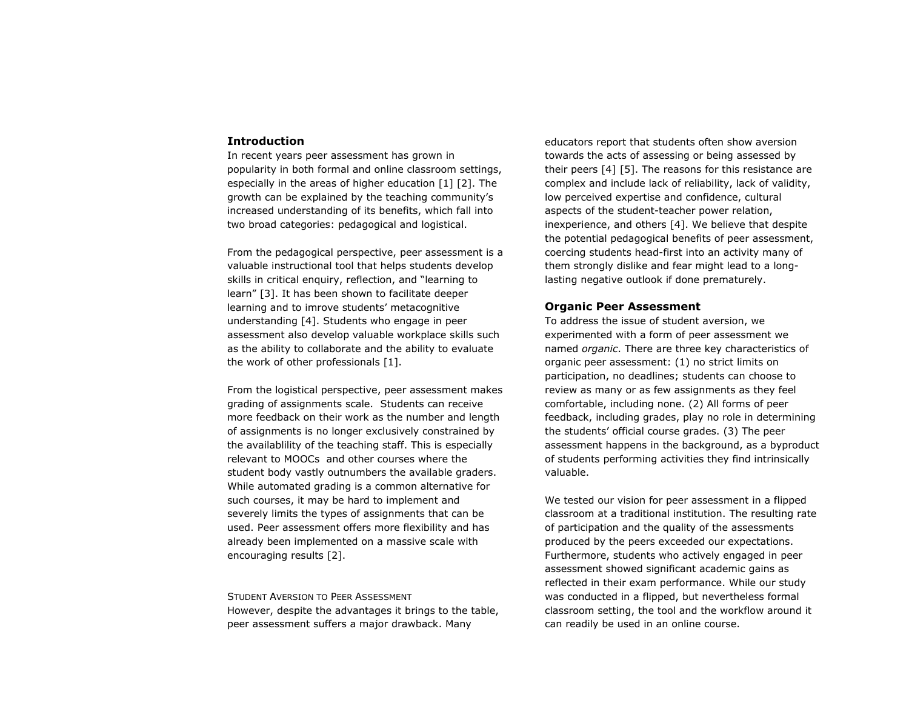## Introduction

In recent years peer assessment has grown in popularity in both formal and online classroom settings, especially in the areas of higher education [1] [2]. The growth can be explained by the teaching community's increased understanding of its benefits, which fall into two broad categories: pedagogical and logistical.

From the pedagogical perspective, peer assessment is a valuable instructional tool that helps students develop skills in critical enquiry, reflection, and "learning to learn" [3]. It has been shown to facilitate deeper learning and to imrove students' metacognitive understanding [4]. Students who engage in peer assessment also develop valuable workplace skills such as the ability to collaborate and the ability to evaluate the work of other professionals [1].

From the logistical perspective, peer assessment makes grading of assignments scale. Students can receive more feedback on their work as the number and length of assignments is no longer exclusively constrained by the availablility of the teaching staff. This is especially relevant to MOOCs and other courses where the student body vastly outnumbers the available graders. While automated grading is a common alternative for such courses, it may be hard to implement and severely limits the types of assignments that can be used. Peer assessment offers more flexibility and has already been implemented on a massive scale with encouraging results [2].

### Student Aversion to Peer Assessment

However, despite the advantages it brings to the table, peer assessment suffers a major drawback. Many educators report that students often show aversion towards the acts of assessing or being assessed by their peers [4] [5]. The reasons for this resistance are complex and include lack of reliability, lack of validity, low perceived expertise and confidence, cultural aspects of the student-teacher power relation, inexperience, and others [4]. We believe that despite the potential pedagogical benefits of peer assessment, coercing students head-first into an activity many of them strongly dislike and fear might lead to a long-lasting negative outlook if done prematurely.

## Organic Peer Assessment

To address the issue of student aversion, we experimented with a form of peer assessment we named *organic*. There are three key characteristics of organic peer assessment: (1) no strict limits on participation, no deadlines; students can choose to review as many or as few assignments as they feel comfortable, including none. (2) All forms of peer feedback, including grades, play no role in determining the students' official course grades. (3) The peer assessment happens in the background, as a byproduct of students performing activities they find intrinsically valuable.

We tested our vision for peer assessment in a flipped classroom at a traditional institution. The resulting rate of participation and the quality of the assessments produced by the peers exceeded our expectations. Furthermore, students who actively engaged in peer assessment showed significant academic gains as reflected in their exam performance. While our study was conducted in a flipped, but nevertheless formal classroom setting, the tool and the workflow around it can readily be used in an online course.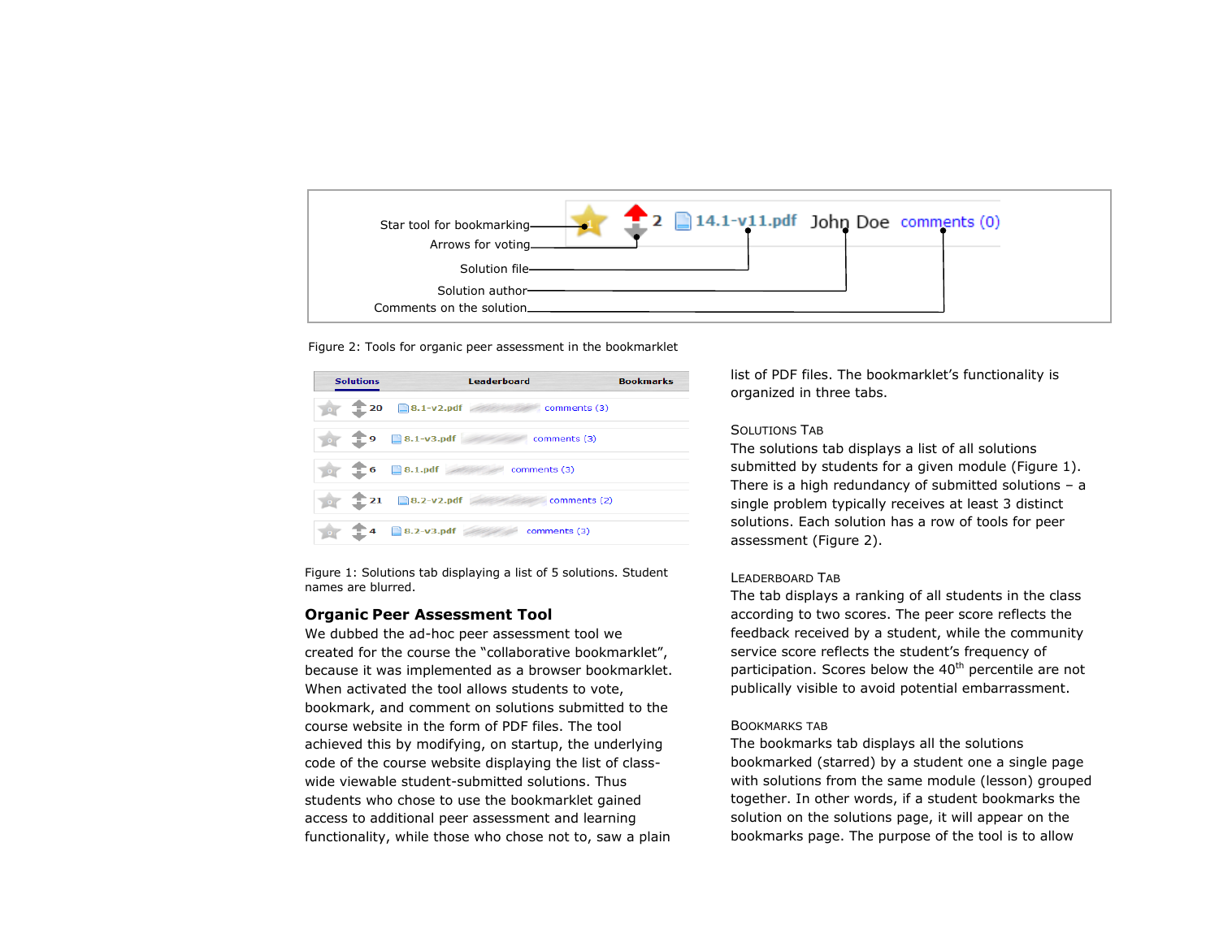Figure 2: Tools for organic peer assessment in the bookmarklet

Figure 1: Solutions tab displaying a list of 5 solutions. Student names are blurred.

## Organic Peer Assessment Tool

We dubbed the ad-hoc peer assessment tool we created for the course the "collaborative bookmarklet", because it was implemented as a browser bookmarklet. When activated the tool allows students to vote, bookmark, and comment on solutions submitted to the course website in the form of PDF files. The tool achieved this by modifying, on startup, the underlying code of the course website displaying the list of class-wide viewable student-submitted solutions. Thus students who chose to use the bookmarklet gained access to additional peer assessment and learning functionality, while those who chose not to, saw a plain list of PDF files. The bookmarklet's functionality is organized in three tabs.

### Solutions Tab

The solutions tab displays a list of all solutions submitted by students for a given module (Figure 1). There is a high redundancy of submitted solutions – a single problem typically receives at least 3 distinct solutions. Each solution has a row of tools for peer assessment (Figure 2).

### Leaderboard Tab

The tab displays a ranking of all students in the class according to two scores. The peer score reflects the feedback received by a student, while the community service score reflects the student's frequency of participation. Scores below the 40th percentile are not publically visible to avoid potential embarrassment.

### Bookmarks Tab

The bookmarks tab displays all the solutions bookmarked (starred) by a student one a single page with solutions from the same module (lesson) grouped together. In other words, if a student bookmarks the solution on the solutions page, it will appear on the bookmarks page. The purpose of the tool is to allow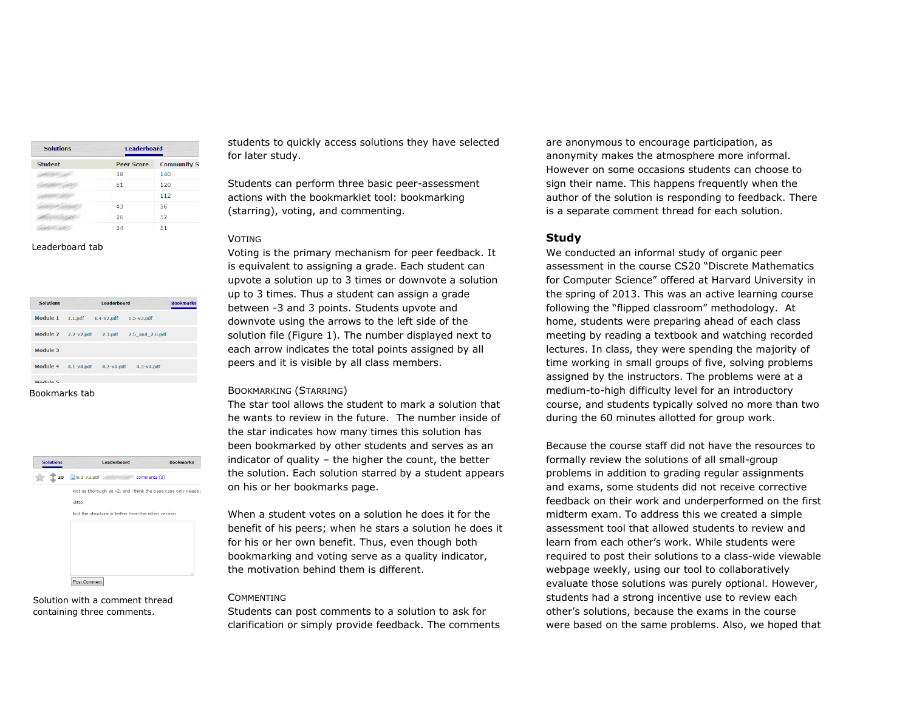Leaderboard tab

Bookmarks tab

Solution with a comment thread containing three comments.

students to quickly access solutions they have selected for later study.

Students can perform three basic peer-assessment actions with the bookmarklet tool: bookmarking (starring), voting, and commenting.

### Voting

Voting is the primary mechanism for peer feedback. It is equivalent to assigning a grade. Each student can upvote a solution up to 3 times or downvote a solution up to 3 times. Thus a student can assign a grade between -3 and 3 points. Students upvote and downvote using the arrows to the left side of the solution file (Figure 1). The number displayed next to each arrow indicates the total points assigned by all peers and it is visible by all class members.

### Bookmarking (Starring)

The star tool allows the student to mark a solution that he wants to review in the future. The number inside of the star indicates how many times this solution has been bookmarked by other students and serves as an indicator of quality – the higher the count, the better the solution. Each solution starred by a student appears on his or her bookmarks page.

When a student votes on a solution he does it for the benefit of his peers; when he stars a solution he does it for his or her own benefit. Thus, even though both bookmarking and voting serve as a quality indicator, the motivation behind them is different.

### Commenting

Students can post comments to a solution to ask for clarification or simply provide feedback. The comments are anonymous to encourage participation, as anonymity makes the atmosphere more informal. However on some occasions students can choose to sign their name. This happens frequently when the author of the solution is responding to feedback. There is a separate comment thread for each solution.

## Study

We conducted an informal study of organic peer assessment in the course CS20 "Discrete Mathematics for Computer Science" offered at Harvard University in the spring of 2013. This was an active learning course following the "flipped classroom" methodology. At home, students were preparing ahead of each class meeting by reading a textbook and watching recorded lectures. In class, they were spending the majority of time working in small groups of five, solving problems assigned by the instructors. The problems were at a medium-to-high difficulty level for an introductory course, and students typically solved no more than two during the 60 minutes allotted for group work.

Because the course staff did not have the resources to formally review the solutions of all small-group problems in addition to grading regular assignments and exams, some students did not receive corrective feedback on their work and underperformed on the first midterm exam. To address this we created a simple assessment tool that allowed students to review and learn from each other's work. While students were required to post their solutions to a class-wide viewable webpage weekly, using our tool to collaboratively evaluate those solutions was purely optional. However, students had a strong incentive use to review each other's solutions, because the exams in the course were based on the same problems. Also, we hoped that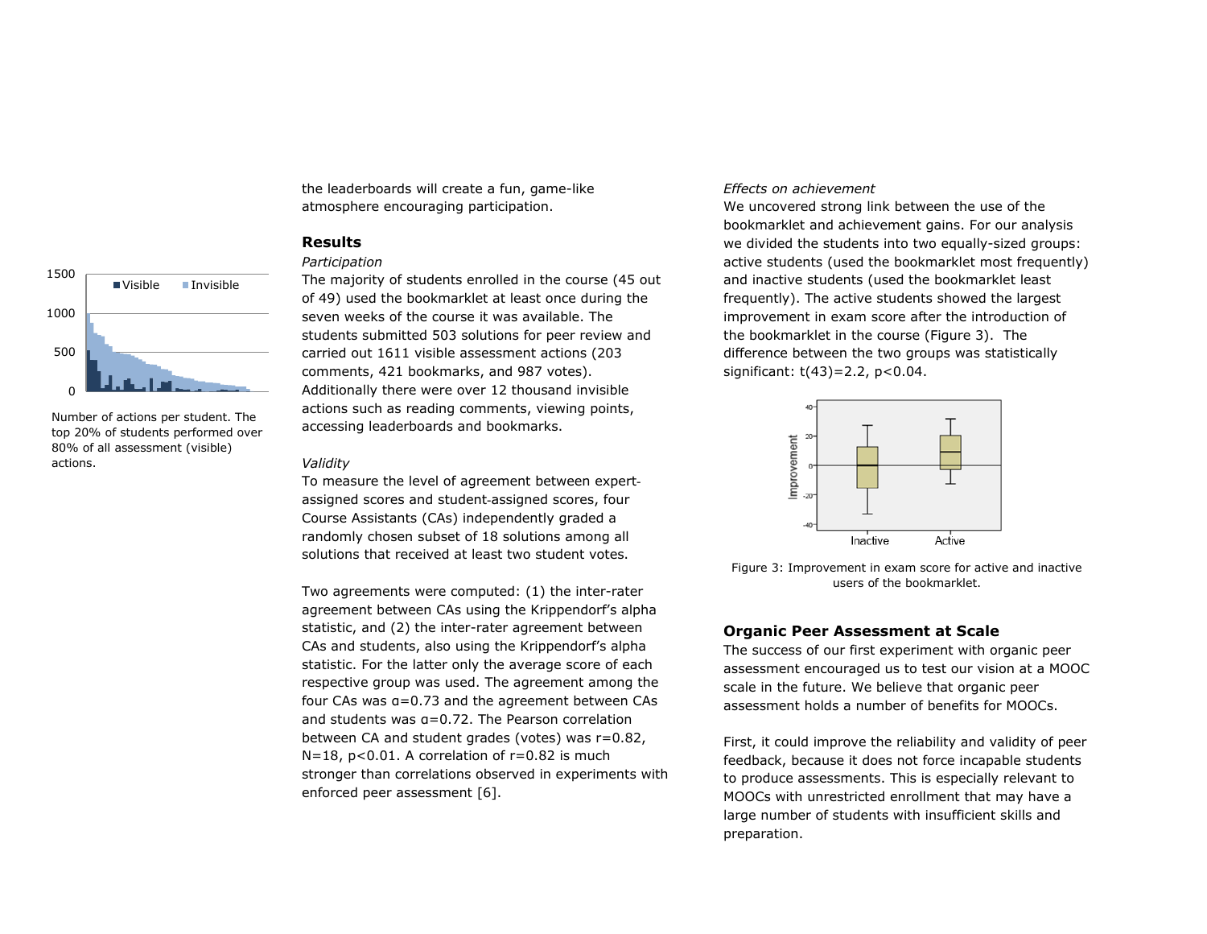Number of actions per student. The top 20% of students performed over 80% of all assessment (visible) actions.

the leaderboards will create a fun, game-like atmosphere encouraging participation.

## Results

*Participation*

The majority of students enrolled in the course (45 out of 49) used the bookmarklet at least once during the seven weeks of the course it was available. The students submitted 503 solutions for peer review and carried out 1611 visible assessment actions (203 comments, 421 bookmarks, and 987 votes). Additionally there were over 12 thousand invisible actions such as reading comments, viewing points, accessing leaderboards and bookmarks.

*Validity*

To measure the level of agreement between expert-assigned scores and student-assigned scores, four Course Assistants (CAs) independently graded a randomly chosen subset of 18 solutions among all solutions that received at least two student votes.

Two agreements were computed: (1) the inter-rater agreement between CAs using the Krippendorf's alpha statistic, and (2) the inter-rater agreement between CAs and students, also using the Krippendorf's alpha statistic. For the latter only the average score of each respective group was used. The agreement among the four CAs was $\alpha=0.73$ and the agreement between CAs and students was $\alpha=0.72$. The Pearson correlation between CA and student grades (votes) was $r=0.82$, $N=18$, $p<0.01$. A correlation of $r=0.82$ is much stronger than correlations observed in experiments with enforced peer assessment [6].

*Effects on achievement*

We uncovered strong link between the use of the bookmarklet and achievement gains. For our analysis we divided the students into two equally-sized groups: active students (used the bookmarklet most frequently) and inactive students (used the bookmarklet least frequently). The active students showed the largest improvement in exam score after the introduction of the bookmarklet in the course (Figure 3). The difference between the two groups was statistically significant: $t(43)=2.2$, $p<0.04$.

Figure 3: Improvement in exam score for active and inactive users of the bookmarklet.

## Organic Peer Assessment at Scale

The success of our first experiment with organic peer assessment encouraged us to test our vision at a MOOC scale in the future. We believe that organic peer assessment holds a number of benefits for MOOCs.

First, it could improve the reliability and validity of peer feedback, because it does not force incapable students to produce assessments. This is especially relevant to MOOCs with unrestricted enrollment that may have a large number of students with insufficient skills and preparation.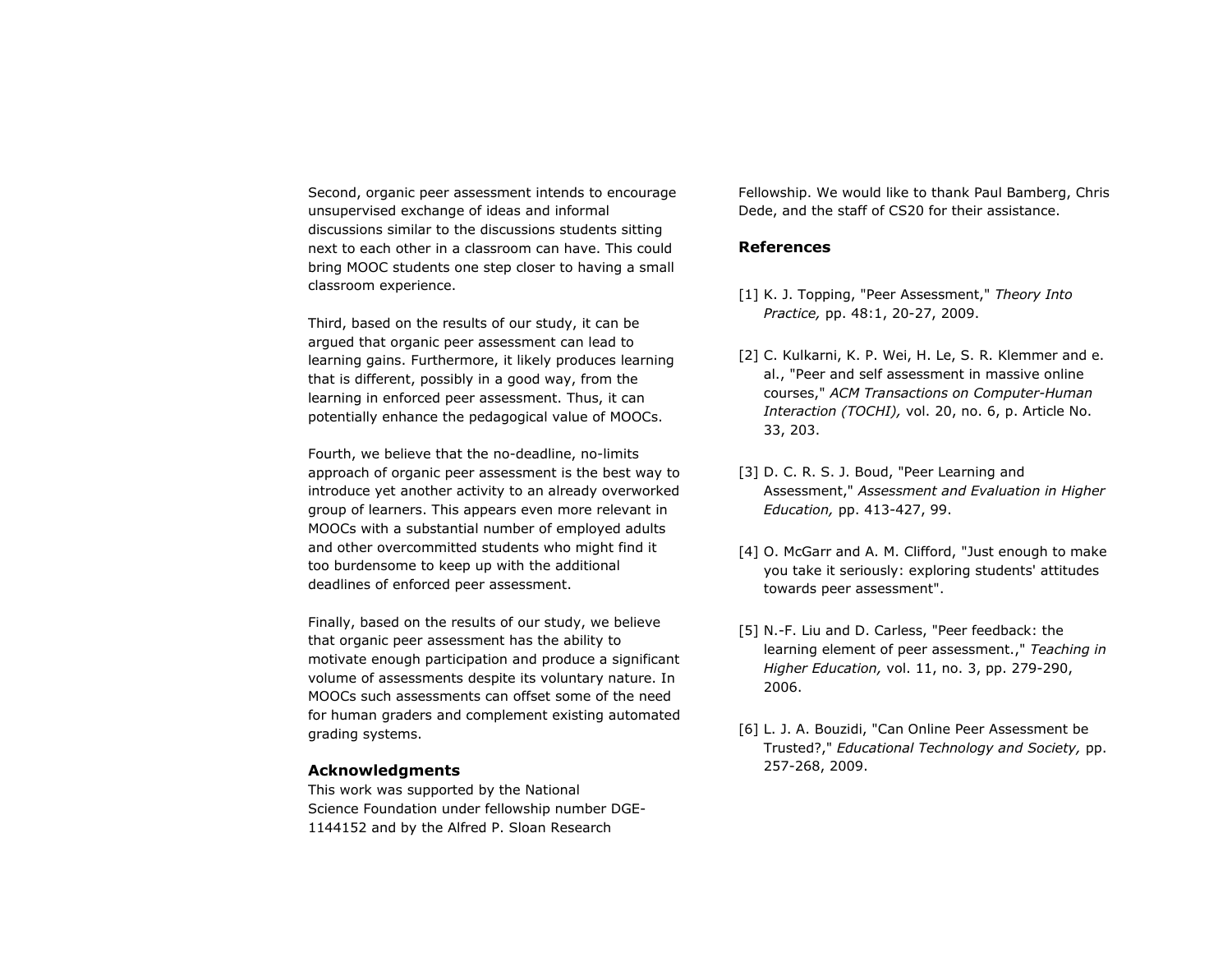Second, organic peer assessment intends to encourage unsupervised exchange of ideas and informal discussions similar to the discussions students sitting next to each other in a classroom can have. This could bring MOOC students one step closer to having a small classroom experience.

Third, based on the results of our study, it can be argued that organic peer assessment can lead to learning gains. Furthermore, it likely produces learning that is different, possibly in a good way, from the learning in enforced peer assessment. Thus, it can potentially enhance the pedagogical value of MOOCs.

Fourth, we believe that the no-deadline, no-limits approach of organic peer assessment is the best way to introduce yet another activity to an already overworked group of learners. This appears even more relevant in MOOCs with a substantial number of employed adults and other overcommitted students who might find it too burdensome to keep up with the additional deadlines of enforced peer assessment.

Finally, based on the results of our study, we believe that organic peer assessment has the ability to motivate enough participation and produce a significant volume of assessments despite its voluntary nature. In MOOCs such assessments can offset some of the need for human graders and complement existing automated grading systems.

### Acknowledgments

This work was supported by the National Science Foundation under fellowship number DGE-1144152 and by the Alfred P. Sloan Research Fellowship. We would like to thank Paul Bamberg, Chris Dede, and the staff of CS20 for their assistance.

### References

[1] K. J. Topping, "Peer Assessment," *Theory Into Practice,* pp. 48:1, 20-27, 2009.

[2] C. Kulkarni, K. P. Wei, H. Le, S. R. Klemmer and e. al., "Peer and self assessment in massive online courses," *ACM Transactions on Computer-Human Interaction (TOCHI),* vol. 20, no. 6, p. Article No. 33, 203.

[3] D. C. R. S. J. Boud, "Peer Learning and Assessment," *Assessment and Evaluation in Higher Education,* pp. 413-427, 99.

[4] O. McGarr and A. M. Clifford, "Just enough to make you take it seriously: exploring students' attitudes towards peer assessment".

[5] N.-F. Liu and D. Carless, "Peer feedback: the learning element of peer assessment.," *Teaching in Higher Education,* vol. 11, no. 3, pp. 279-290, 2006.

[6] L. J. A. Bouzidi, "Can Online Peer Assessment be Trusted?," *Educational Technology and Society,* pp. 257-268, 2009.